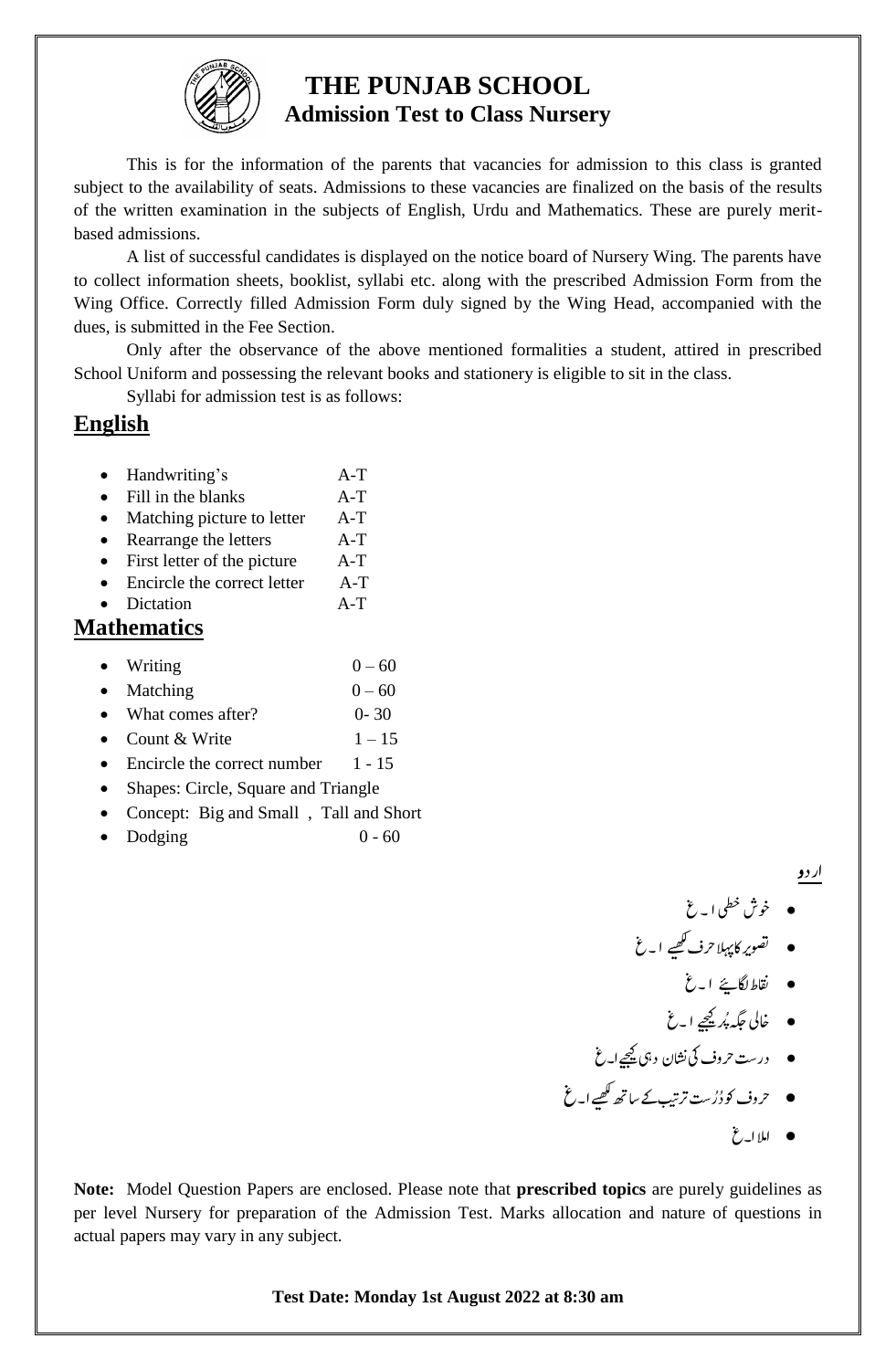# THE PUNJAB SCHOOL
## Admission Test to Class Nursery

This is for the information of the parents that vacancies for admission to this class is granted subject to the availability of seats. Admissions to these vacancies are finalized on the basis of the results of the written examination in the subjects of English, Urdu and Mathematics. These are purely merit-based admissions.

A list of successful candidates is displayed on the notice board of Nursery Wing. The parents have to collect information sheets, booklist, syllabi etc. along with the prescribed Admission Form from the Wing Office. Correctly filled Admission Form duly signed by the Wing Head, accompanied with the dues, is submitted in the Fee Section.

Only after the observance of the above mentioned formalities a student, attired in prescribed School Uniform and possessing the relevant books and stationery is eligible to sit in the class.

Syllabi for admission test is as follows:

## English

- Handwriting's A-T
- Fill in the blanks A-T
- Matching picture to letter A-T
- Rearrange the letters A-T
- First letter of the picture A-T
- Encircle the correct letter A-T
- Dictation A-T

## Mathematics

- Writing 0 – 60
- Matching 0 – 60
- What comes after? 0- 30
- Count & Write 1 – 15
- Encircle the correct number 1 - 15
- Shapes: Circle, Square and Triangle
- Concept: Big and Small , Tall and Short
- Dodging 0 - 60

## اردو

- خوش خطی ا ۔ غ
- تصویر کا پہلا حرف لکھیے ا ۔ غ
- نقاط لگائیے ا ۔ غ
- خالی جگہ پُر کیجیے ا ۔ غ
- درست حروف کی نشان دہی کیجیے ا ۔ غ
- حروف کو دُرست ترتیب کے ساتھ لکھیے ا ۔ غ
- املا ا ۔ غ

**Note:** Model Question Papers are enclosed. Please note that **prescribed topics** are purely guidelines as per level Nursery for preparation of the Admission Test. Marks allocation and nature of questions in actual papers may vary in any subject.

**Test Date: Monday 1st August 2022 at 8:30 am**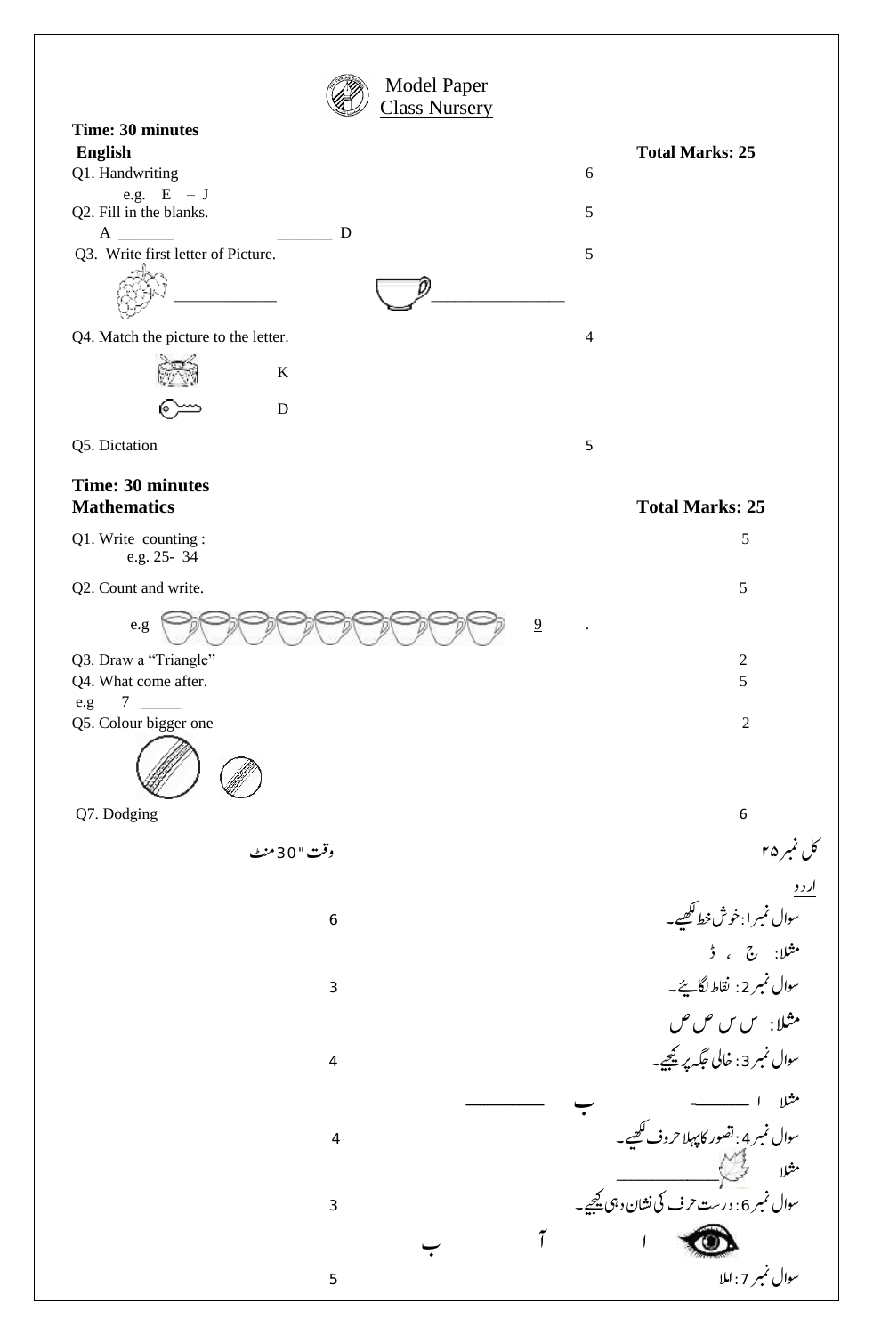Model Paper

Class Nursery

**Time: 30 minutes**

**English** **Total Marks: 25**

Q1. Handwriting 6

e.g. E – J

Q2. Fill in the blanks. 5

A _______ _______ D

Q3. Write first letter of Picture. 5

____________ ________________

Q4. Match the picture to the letter. 4

K

D

Q5. Dictation 5

**Time: 30 minutes**

**Mathematics** **Total Marks: 25**

Q1. Write counting : 5

e.g. 25- 34

Q2. Count and write. 5

e.g 9 .

Q3. Draw a "Triangle" 2

Q4. What come after. 5

e.g 7 _____

Q5. Colour bigger one 2

Q7. Dodging 6

کل نمبر ۲۵ وقت "30 منٹ

اردو

سوال نمبر ا: خوش خط لکھیے۔ 6

مثلا: ج ، ڈ

سوال نمبر 2: نقاط لگائیے۔ 3

مثلا: س س ص ص

سوال نمبر 3: خالی جگہ پر کیجیے۔ 4

مثلا ا ______ ب ________

سوال نمبر 4: تصور کا پہلا حروف لکھیے۔ 4

مثلا ____________

سوال نمبر 6: درست حرف کی نشان دہی کیجیے۔ 3

ا آ ب

سوال نمبر 7: املا 5